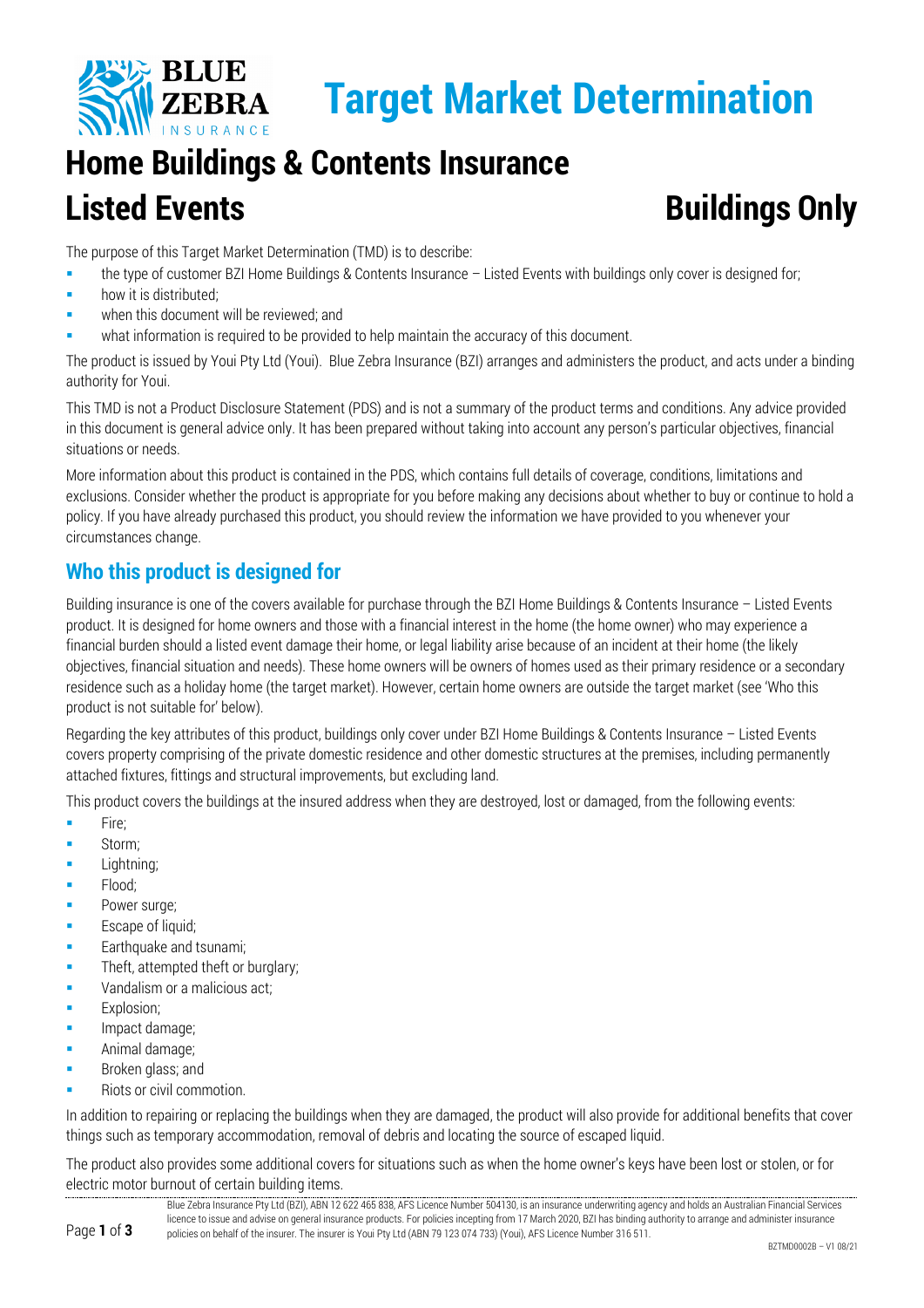# Target Market Determination

# Home Buildings & Contents Insurance

## Listed Events — Buildings Only

The purpose of this Target Market Determination (TMD) is to describe:

- the type of customer BZI Home Buildings & Contents Insurance – Listed Events with buildings only cover is designed for;
- how it is distributed;
- when this document will be reviewed; and
- what information is required to be provided to help maintain the accuracy of this document.

The product is issued by Youi Pty Ltd (Youi). Blue Zebra Insurance (BZI) arranges and administers the product, and acts under a binding authority for Youi.

This TMD is not a Product Disclosure Statement (PDS) and is not a summary of the product terms and conditions. Any advice provided in this document is general advice only. It has been prepared without taking into account any person's particular objectives, financial situations or needs.

More information about this product is contained in the PDS, which contains full details of coverage, conditions, limitations and exclusions. Consider whether the product is appropriate for you before making any decisions about whether to buy or continue to hold a policy. If you have already purchased this product, you should review the information we have provided to you whenever your circumstances change.

## Who this product is designed for

Building insurance is one of the covers available for purchase through the BZI Home Buildings & Contents Insurance – Listed Events product. It is designed for home owners and those with a financial interest in the home (the home owner) who may experience a financial burden should a listed event damage their home, or legal liability arise because of an incident at their home (the likely objectives, financial situation and needs). These home owners will be owners of homes used as their primary residence or a secondary residence such as a holiday home (the target market). However, certain home owners are outside the target market (see 'Who this product is not suitable for' below).

Regarding the key attributes of this product, buildings only cover under BZI Home Buildings & Contents Insurance – Listed Events covers property comprising of the private domestic residence and other domestic structures at the premises, including permanently attached fixtures, fittings and structural improvements, but excluding land.

This product covers the buildings at the insured address when they are destroyed, lost or damaged, from the following events:

- Fire;
- Storm;
- Lightning;
- Flood;
- Power surge;
- Escape of liquid;
- Earthquake and tsunami;
- Theft, attempted theft or burglary;
- Vandalism or a malicious act;
- Explosion;
- Impact damage;
- Animal damage;
- Broken glass; and
- Riots or civil commotion.

In addition to repairing or replacing the buildings when they are damaged, the product will also provide for additional benefits that cover things such as temporary accommodation, removal of debris and locating the source of escaped liquid.

The product also provides some additional covers for situations such as when the home owner's keys have been lost or stolen, or for electric motor burnout of certain building items.

Blue Zebra Insurance Pty Ltd (BZI), ABN 12 622 465 838, AFS Licence Number 504130, is an insurance underwriting agency and holds an Australian Financial Services licence to issue and advise on general insurance products. For policies incepting from 17 March 2020, BZI has binding authority to arrange and administer insurance policies on behalf of the insurer. The insurer is Youi Pty Ltd (ABN 79 123 074 733) (Youi), AFS Licence Number 316 511.

BZTMD0002B – V1 08/21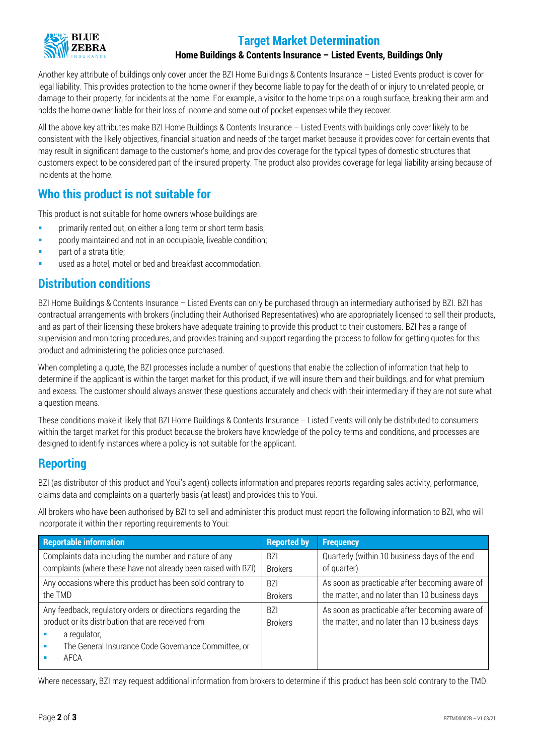Another key attribute of buildings only cover under the BZI Home Buildings & Contents Insurance – Listed Events product is cover for legal liability. This provides protection to the home owner if they become liable to pay for the death of or injury to unrelated people, or damage to their property, for incidents at the home. For example, a visitor to the home trips on a rough surface, breaking their arm and holds the home owner liable for their loss of income and some out of pocket expenses while they recover.

All the above key attributes make BZI Home Buildings & Contents Insurance – Listed Events with buildings only cover likely to be consistent with the likely objectives, financial situation and needs of the target market because it provides cover for certain events that may result in significant damage to the customer's home, and provides coverage for the typical types of domestic structures that customers expect to be considered part of the insured property. The product also provides coverage for legal liability arising because of incidents at the home.

## Who this product is not suitable for

This product is not suitable for home owners whose buildings are:

- primarily rented out, on either a long term or short term basis;
- poorly maintained and not in an occupiable, liveable condition;
- part of a strata title;
- used as a hotel, motel or bed and breakfast accommodation.

## Distribution conditions

BZI Home Buildings & Contents Insurance – Listed Events can only be purchased through an intermediary authorised by BZI. BZI has contractual arrangements with brokers (including their Authorised Representatives) who are appropriately licensed to sell their products, and as part of their licensing these brokers have adequate training to provide this product to their customers. BZI has a range of supervision and monitoring procedures, and provides training and support regarding the process to follow for getting quotes for this product and administering the policies once purchased.

When completing a quote, the BZI processes include a number of questions that enable the collection of information that help to determine if the applicant is within the target market for this product, if we will insure them and their buildings, and for what premium and excess. The customer should always answer these questions accurately and check with their intermediary if they are not sure what a question means.

These conditions make it likely that BZI Home Buildings & Contents Insurance – Listed Events will only be distributed to consumers within the target market for this product because the brokers have knowledge of the policy terms and conditions, and processes are designed to identify instances where a policy is not suitable for the applicant.

## Reporting

BZI (as distributor of this product and Youi's agent) collects information and prepares reports regarding sales activity, performance, claims data and complaints on a quarterly basis (at least) and provides this to Youi.

All brokers who have been authorised by BZI to sell and administer this product must report the following information to BZI, who will incorporate it within their reporting requirements to Youi:

| Reportable information | Reported by | Frequency |
|---|---|---|
| Complaints data including the number and nature of any complaints (where these have not already been raised with BZI) | BZI Brokers | Quarterly (within 10 business days of the end of quarter) |
| Any occasions where this product has been sold contrary to the TMD | BZI Brokers | As soon as practicable after becoming aware of the matter, and no later than 10 business days |
| Any feedback, regulatory orders or directions regarding the product or its distribution that are received from: a regulator; The General Insurance Code Governance Committee, or AFCA | BZI Brokers | As soon as practicable after becoming aware of the matter, and no later than 10 business days |

Where necessary, BZI may request additional information from brokers to determine if this product has been sold contrary to the TMD.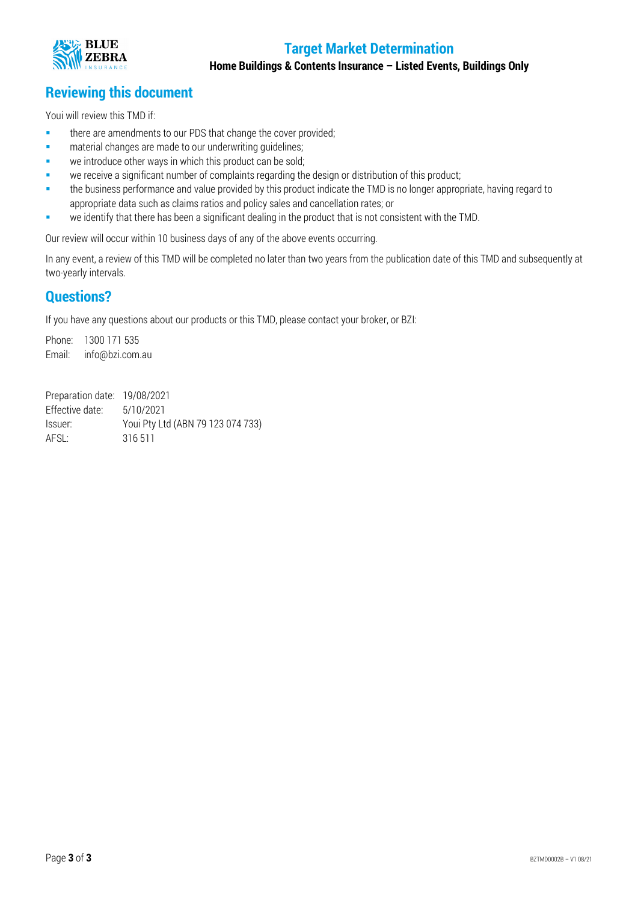## Reviewing this document

Youi will review this TMD if:

- there are amendments to our PDS that change the cover provided;
- material changes are made to our underwriting guidelines;
- we introduce other ways in which this product can be sold;
- we receive a significant number of complaints regarding the design or distribution of this product;
- the business performance and value provided by this product indicate the TMD is no longer appropriate, having regard to appropriate data such as claims ratios and policy sales and cancellation rates; or
- we identify that there has been a significant dealing in the product that is not consistent with the TMD.

Our review will occur within 10 business days of any of the above events occurring.

In any event, a review of this TMD will be completed no later than two years from the publication date of this TMD and subsequently at two-yearly intervals.

## Questions?

If you have any questions about our products or this TMD, please contact your broker, or BZI:

Phone: 1300 171 535
Email: info@bzi.com.au

| | |
|---|---|
| Preparation date: | 19/08/2021 |
| Effective date: | 5/10/2021 |
| Issuer: | Youi Pty Ltd (ABN 79 123 074 733) |
| AFSL: | 316 511 |

BZTMD0002B – V1 08/21